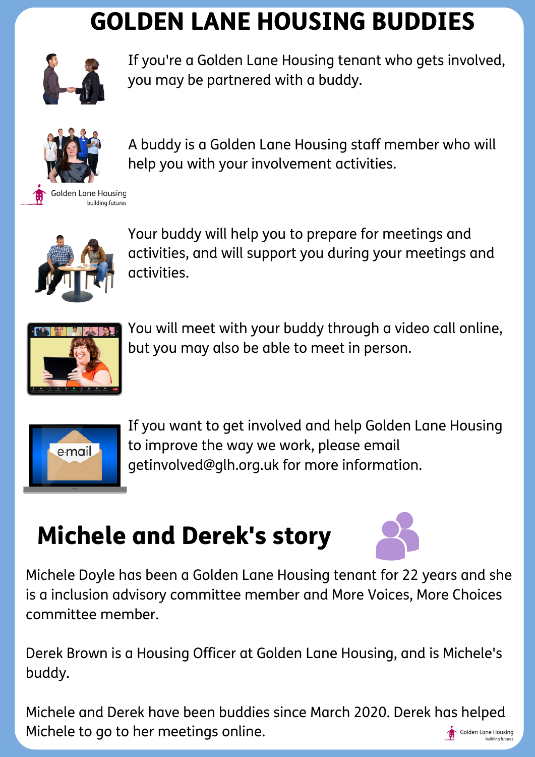# GOLDEN LANE HOUSING BUDDIES

If you're a Golden Lane Housing tenant who gets involved, you may be partnered with a buddy.

A buddy is a Golden Lane Housing staff member who will help you with your involvement activities.

Your buddy will help you to prepare for meetings and activities, and will support you during your meetings and activities.

You will meet with your buddy through a video call online, but you may also be able to meet in person.

If you want to get involved and help Golden Lane Housing to improve the way we work, please email getinvolved@glh.org.uk for more information.

## Michele and Derek's story

Michele Doyle has been a Golden Lane Housing tenant for 22 years and she is a inclusion advisory committee member and More Voices, More Choices committee member.

Derek Brown is a Housing Officer at Golden Lane Housing, and is Michele's buddy.

Michele and Derek have been buddies since March 2020. Derek has helped Michele to go to her meetings online.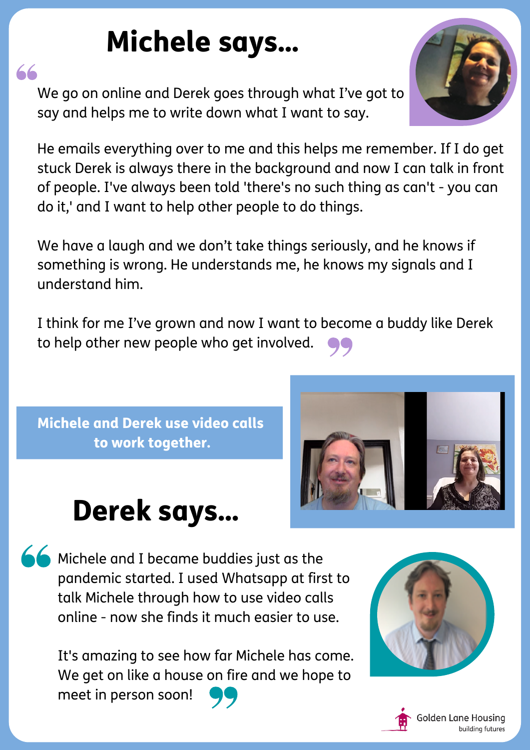# Michele says...

We go on online and Derek goes through what I've got to say and helps me to write down what I want to say.

He emails everything over to me and this helps me remember. If I do get stuck Derek is always there in the background and now I can talk in front of people. I've always been told 'there's no such thing as can't - you can do it,' and I want to help other people to do things.

We have a laugh and we don't take things seriously, and he knows if something is wrong. He understands me, he knows my signals and I understand him.

I think for me I've grown and now I want to become a buddy like Derek to help other new people who get involved.

**Michele and Derek use video calls to work together.**

# Derek says...

Michele and I became buddies just as the pandemic started. I used Whatsapp at first to talk Michele through how to use video calls online - now she finds it much easier to use.

It's amazing to see how far Michele has come. We get on like a house on fire and we hope to meet in person soon!

Golden Lane Housing
building futures